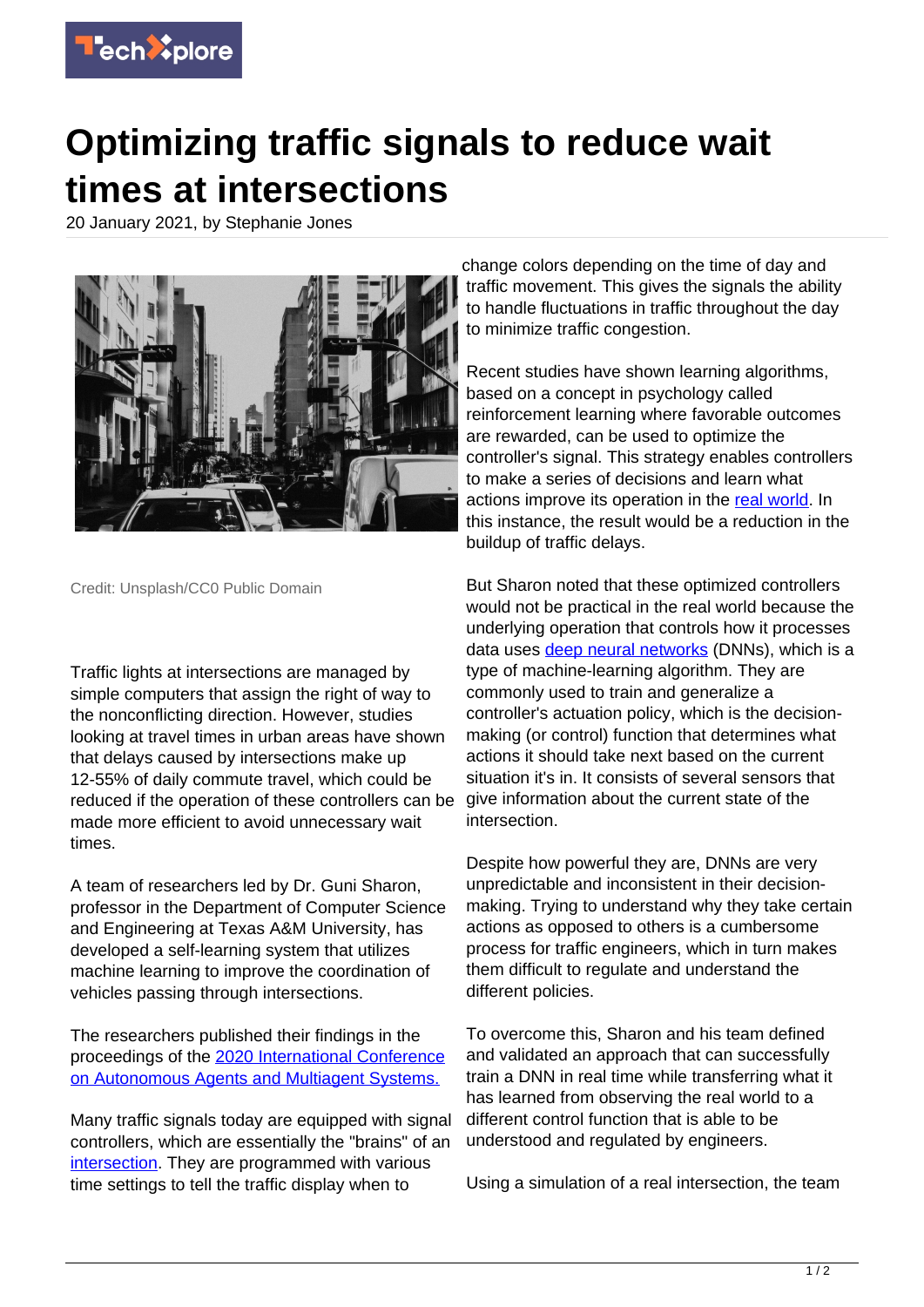# Optimizing traffic signals to reduce wait times at intersections

20 January 2021, by Stephanie Jones

Credit: Unsplash/CC0 Public Domain

Traffic lights at intersections are managed by simple computers that assign the right of way to the nonconflicting direction. However, studies looking at travel times in urban areas have shown that delays caused by intersections make up 12-55% of daily commute travel, which could be reduced if the operation of these controllers can be made more efficient to avoid unnecessary wait times.

A team of researchers led by Dr. Guni Sharon, professor in the Department of Computer Science and Engineering at Texas A&M University, has developed a self-learning system that utilizes machine learning to improve the coordination of vehicles passing through intersections.

The researchers published their findings in the proceedings of the 2020 International Conference on Autonomous Agents and Multiagent Systems.

Many traffic signals today are equipped with signal controllers, which are essentially the "brains" of an intersection. They are programmed with various time settings to tell the traffic display when to change colors depending on the time of day and traffic movement. This gives the signals the ability to handle fluctuations in traffic throughout the day to minimize traffic congestion.

Recent studies have shown learning algorithms, based on a concept in psychology called reinforcement learning where favorable outcomes are rewarded, can be used to optimize the controller's signal. This strategy enables controllers to make a series of decisions and learn what actions improve its operation in the real world. In this instance, the result would be a reduction in the buildup of traffic delays.

But Sharon noted that these optimized controllers would not be practical in the real world because the underlying operation that controls how it processes data uses deep neural networks (DNNs), which is a type of machine-learning algorithm. They are commonly used to train and generalize a controller's actuation policy, which is the decision-making (or control) function that determines what actions it should take next based on the current situation it's in. It consists of several sensors that give information about the current state of the intersection.

Despite how powerful they are, DNNs are very unpredictable and inconsistent in their decision-making. Trying to understand why they take certain actions as opposed to others is a cumbersome process for traffic engineers, which in turn makes them difficult to regulate and understand the different policies.

To overcome this, Sharon and his team defined and validated an approach that can successfully train a DNN in real time while transferring what it has learned from observing the real world to a different control function that is able to be understood and regulated by engineers.

Using a simulation of a real intersection, the team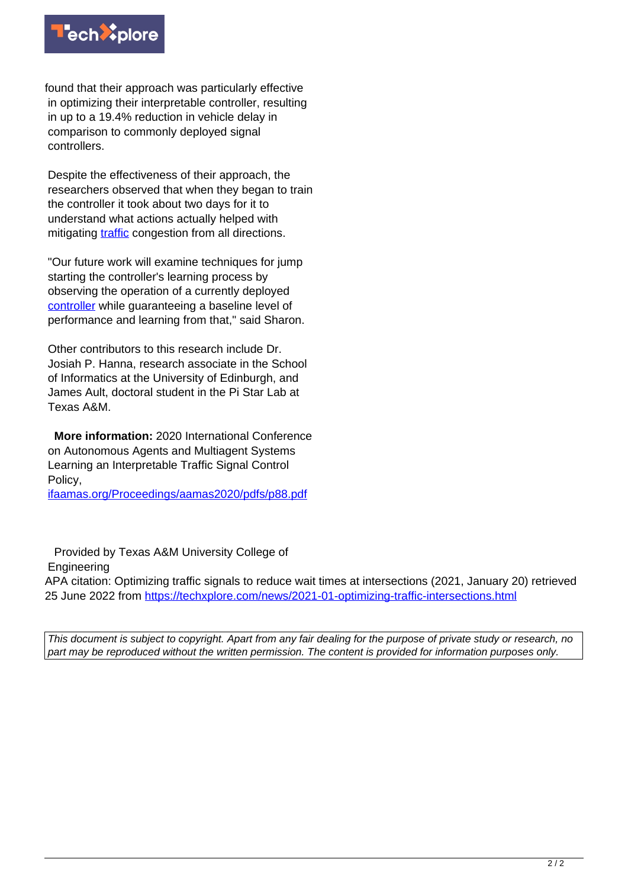found that their approach was particularly effective in optimizing their interpretable controller, resulting in up to a 19.4% reduction in vehicle delay in comparison to commonly deployed signal controllers.

Despite the effectiveness of their approach, the researchers observed that when they began to train the controller it took about two days for it to understand what actions actually helped with mitigating [traffic](https://techxplore.com/tags/traffic/) congestion from all directions.

"Our future work will examine techniques for jump starting the controller's learning process by observing the operation of a currently deployed [controller](https://techxplore.com/tags/controller/) while guaranteeing a baseline level of performance and learning from that," said Sharon.

Other contributors to this research include Dr. Josiah P. Hanna, research associate in the School of Informatics at the University of Edinburgh, and James Ault, doctoral student in the Pi Star Lab at Texas A&M.

**More information:** 2020 International Conference on Autonomous Agents and Multiagent Systems Learning an Interpretable Traffic Signal Control Policy, [ifaamas.org/Proceedings/aamas2020/pdfs/p88.pdf](https://ifaamas.org/Proceedings/aamas2020/pdfs/p88.pdf)

Provided by Texas A&M University College of Engineering

APA citation: Optimizing traffic signals to reduce wait times at intersections (2021, January 20) retrieved 25 June 2022 from https://techxplore.com/news/2021-01-optimizing-traffic-intersections.html

*This document is subject to copyright. Apart from any fair dealing for the purpose of private study or research, no part may be reproduced without the written permission. The content is provided for information purposes only.*